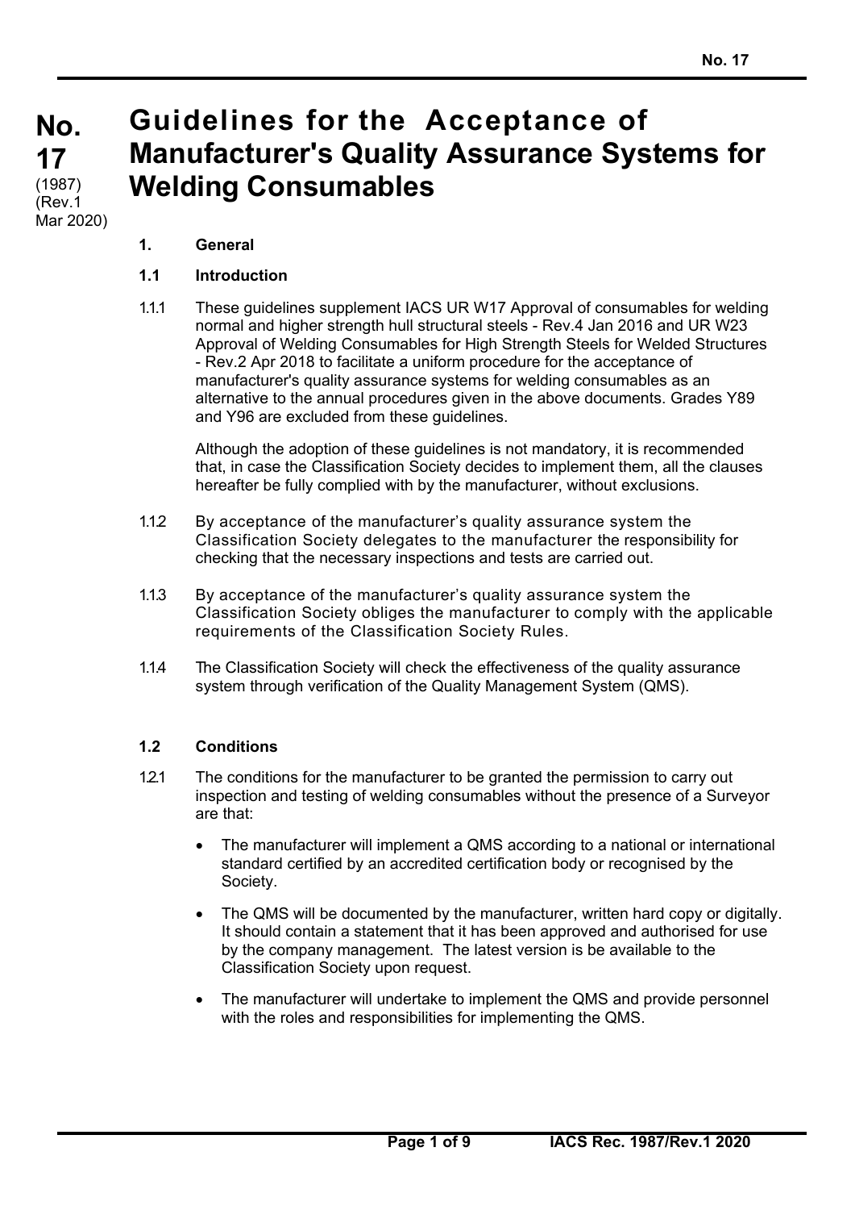# No. 17

(1987)
(Rev.1 Mar 2020)

# Guidelines for the Acceptance of Manufacturer's Quality Assurance Systems for Welding Consumables

## 1. General

### 1.1 Introduction

1.1.1 These guidelines supplement IACS UR W17 Approval of consumables for welding normal and higher strength hull structural steels - Rev.4 Jan 2016 and UR W23 Approval of Welding Consumables for High Strength Steels for Welded Structures - Rev.2 Apr 2018 to facilitate a uniform procedure for the acceptance of manufacturer's quality assurance systems for welding consumables as an alternative to the annual procedures given in the above documents. Grades Y89 and Y96 are excluded from these guidelines.

Although the adoption of these guidelines is not mandatory, it is recommended that, in case the Classification Society decides to implement them, all the clauses hereafter be fully complied with by the manufacturer, without exclusions.

1.1.2 By acceptance of the manufacturer's quality assurance system the Classification Society delegates to the manufacturer the responsibility for checking that the necessary inspections and tests are carried out.

1.1.3 By acceptance of the manufacturer's quality assurance system the Classification Society obliges the manufacturer to comply with the applicable requirements of the Classification Society Rules.

1.1.4 The Classification Society will check the effectiveness of the quality assurance system through verification of the Quality Management System (QMS).

### 1.2 Conditions

1.2.1 The conditions for the manufacturer to be granted the permission to carry out inspection and testing of welding consumables without the presence of a Surveyor are that:

- The manufacturer will implement a QMS according to a national or international standard certified by an accredited certification body or recognised by the Society.
- The QMS will be documented by the manufacturer, written hard copy or digitally. It should contain a statement that it has been approved and authorised for use by the company management. The latest version is be available to the Classification Society upon request.
- The manufacturer will undertake to implement the QMS and provide personnel with the roles and responsibilities for implementing the QMS.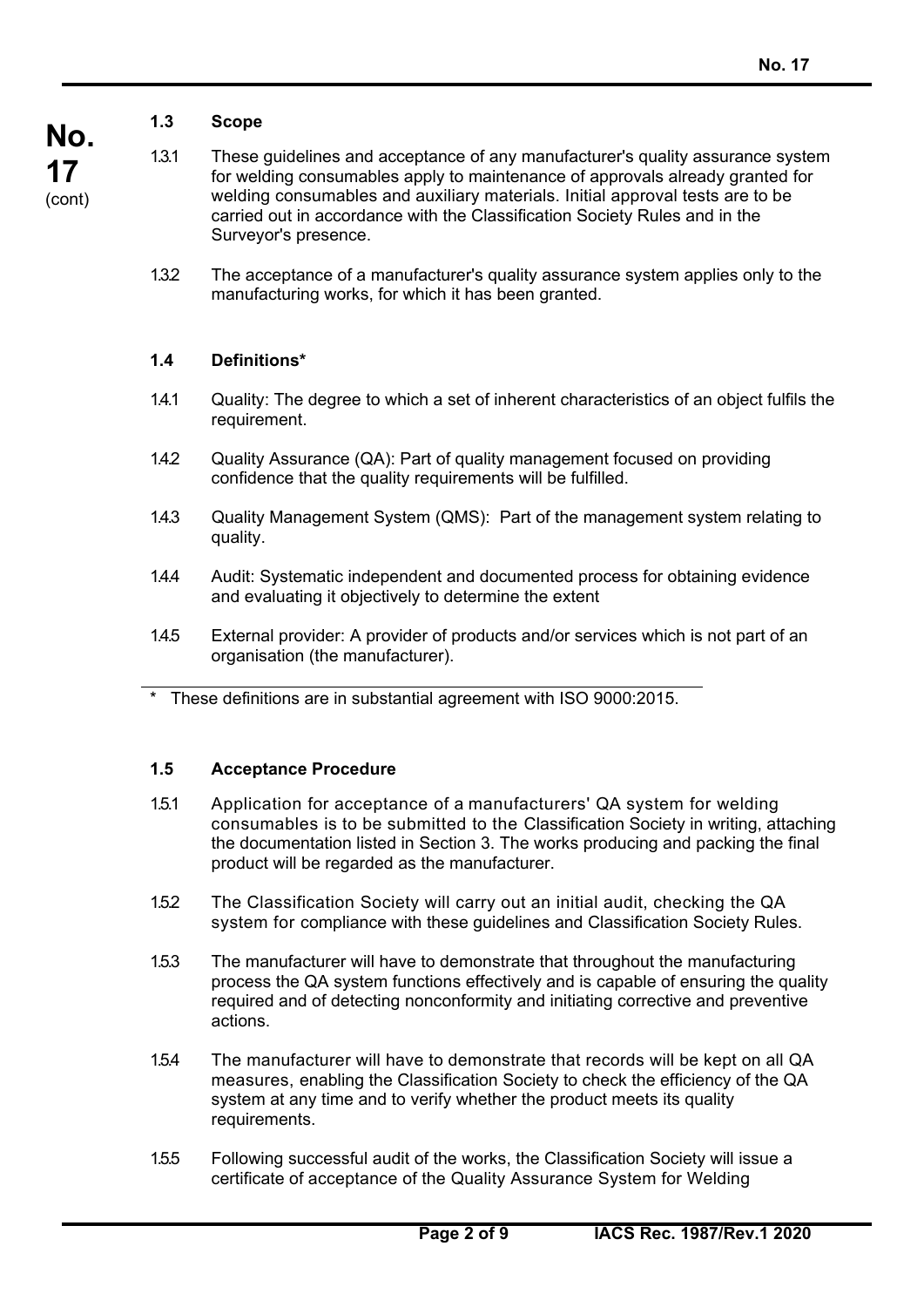### 1.3 Scope

1.3.1 These guidelines and acceptance of any manufacturer's quality assurance system for welding consumables apply to maintenance of approvals already granted for welding consumables and auxiliary materials. Initial approval tests are to be carried out in accordance with the Classification Society Rules and in the Surveyor's presence.

1.3.2 The acceptance of a manufacturer's quality assurance system applies only to the manufacturing works, for which it has been granted.

### 1.4 Definitions*

1.4.1 Quality: The degree to which a set of inherent characteristics of an object fulfils the requirement.

1.4.2 Quality Assurance (QA): Part of quality management focused on providing confidence that the quality requirements will be fulfilled.

1.4.3 Quality Management System (QMS): Part of the management system relating to quality.

1.4.4 Audit: Systematic independent and documented process for obtaining evidence and evaluating it objectively to determine the extent

1.4.5 External provider: A provider of products and/or services which is not part of an organisation (the manufacturer).

---

\* These definitions are in substantial agreement with ISO 9000:2015.

### 1.5 Acceptance Procedure

1.5.1 Application for acceptance of a manufacturers' QA system for welding consumables is to be submitted to the Classification Society in writing, attaching the documentation listed in Section 3. The works producing and packing the final product will be regarded as the manufacturer.

1.5.2 The Classification Society will carry out an initial audit, checking the QA system for compliance with these guidelines and Classification Society Rules.

1.5.3 The manufacturer will have to demonstrate that throughout the manufacturing process the QA system functions effectively and is capable of ensuring the quality required and of detecting nonconformity and initiating corrective and preventive actions.

1.5.4 The manufacturer will have to demonstrate that records will be kept on all QA measures, enabling the Classification Society to check the efficiency of the QA system at any time and to verify whether the product meets its quality requirements.

1.5.5 Following successful audit of the works, the Classification Society will issue a certificate of acceptance of the Quality Assurance System for Welding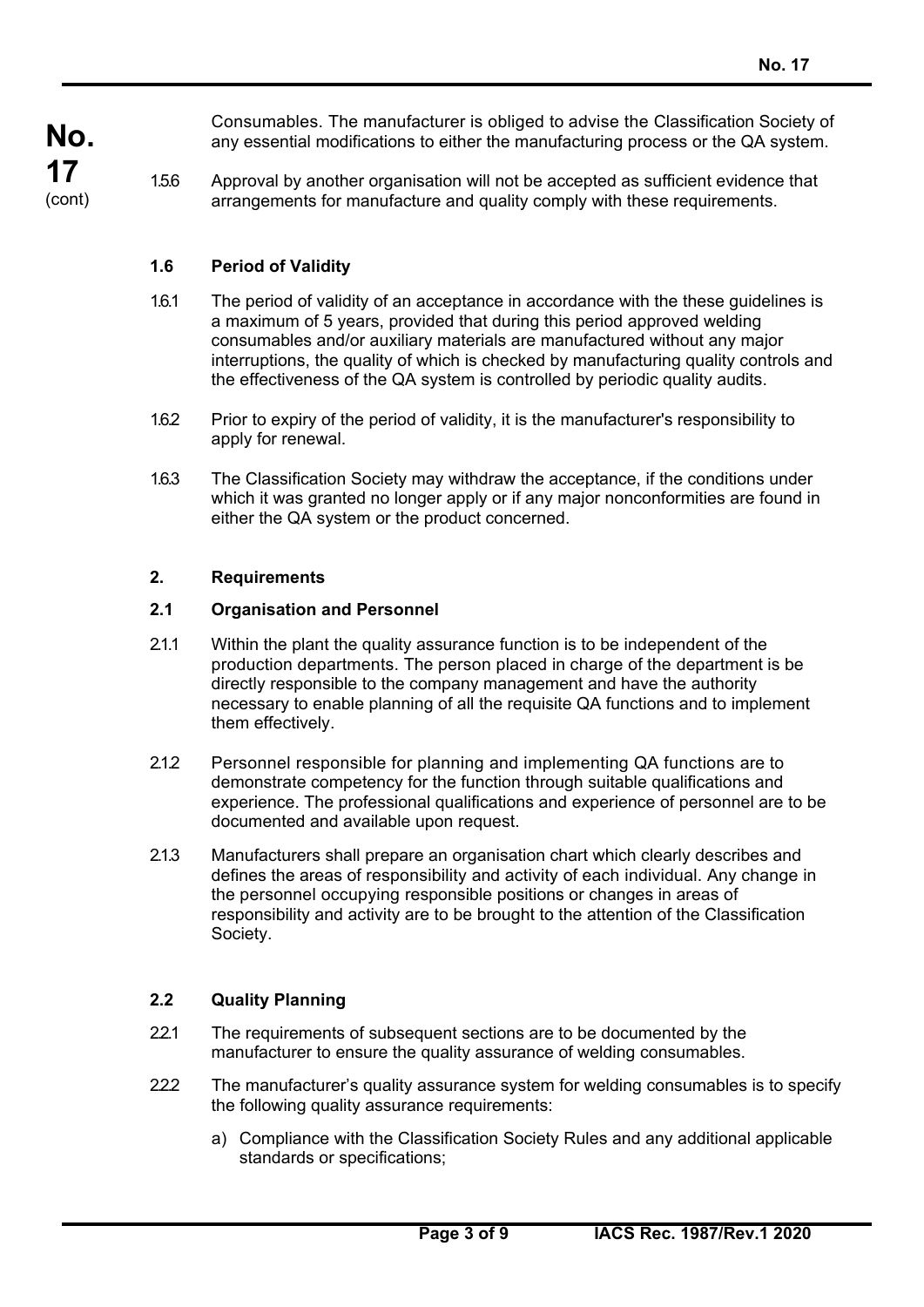Consumables. The manufacturer is obliged to advise the Classification Society of any essential modifications to either the manufacturing process or the QA system.

1.5.6 Approval by another organisation will not be accepted as sufficient evidence that arrangements for manufacture and quality comply with these requirements.

### 1.6 Period of Validity

1.6.1 The period of validity of an acceptance in accordance with the these guidelines is a maximum of 5 years, provided that during this period approved welding consumables and/or auxiliary materials are manufactured without any major interruptions, the quality of which is checked by manufacturing quality controls and the effectiveness of the QA system is controlled by periodic quality audits.

1.6.2 Prior to expiry of the period of validity, it is the manufacturer's responsibility to apply for renewal.

1.6.3 The Classification Society may withdraw the acceptance, if the conditions under which it was granted no longer apply or if any major nonconformities are found in either the QA system or the product concerned.

## 2. Requirements

### 2.1 Organisation and Personnel

2.1.1 Within the plant the quality assurance function is to be independent of the production departments. The person placed in charge of the department is be directly responsible to the company management and have the authority necessary to enable planning of all the requisite QA functions and to implement them effectively.

2.1.2 Personnel responsible for planning and implementing QA functions are to demonstrate competency for the function through suitable qualifications and experience. The professional qualifications and experience of personnel are to be documented and available upon request.

2.1.3 Manufacturers shall prepare an organisation chart which clearly describes and defines the areas of responsibility and activity of each individual. Any change in the personnel occupying responsible positions or changes in areas of responsibility and activity are to be brought to the attention of the Classification Society.

### 2.2 Quality Planning

2.2.1 The requirements of subsequent sections are to be documented by the manufacturer to ensure the quality assurance of welding consumables.

2.2.2 The manufacturer's quality assurance system for welding consumables is to specify the following quality assurance requirements:

a) Compliance with the Classification Society Rules and any additional applicable standards or specifications;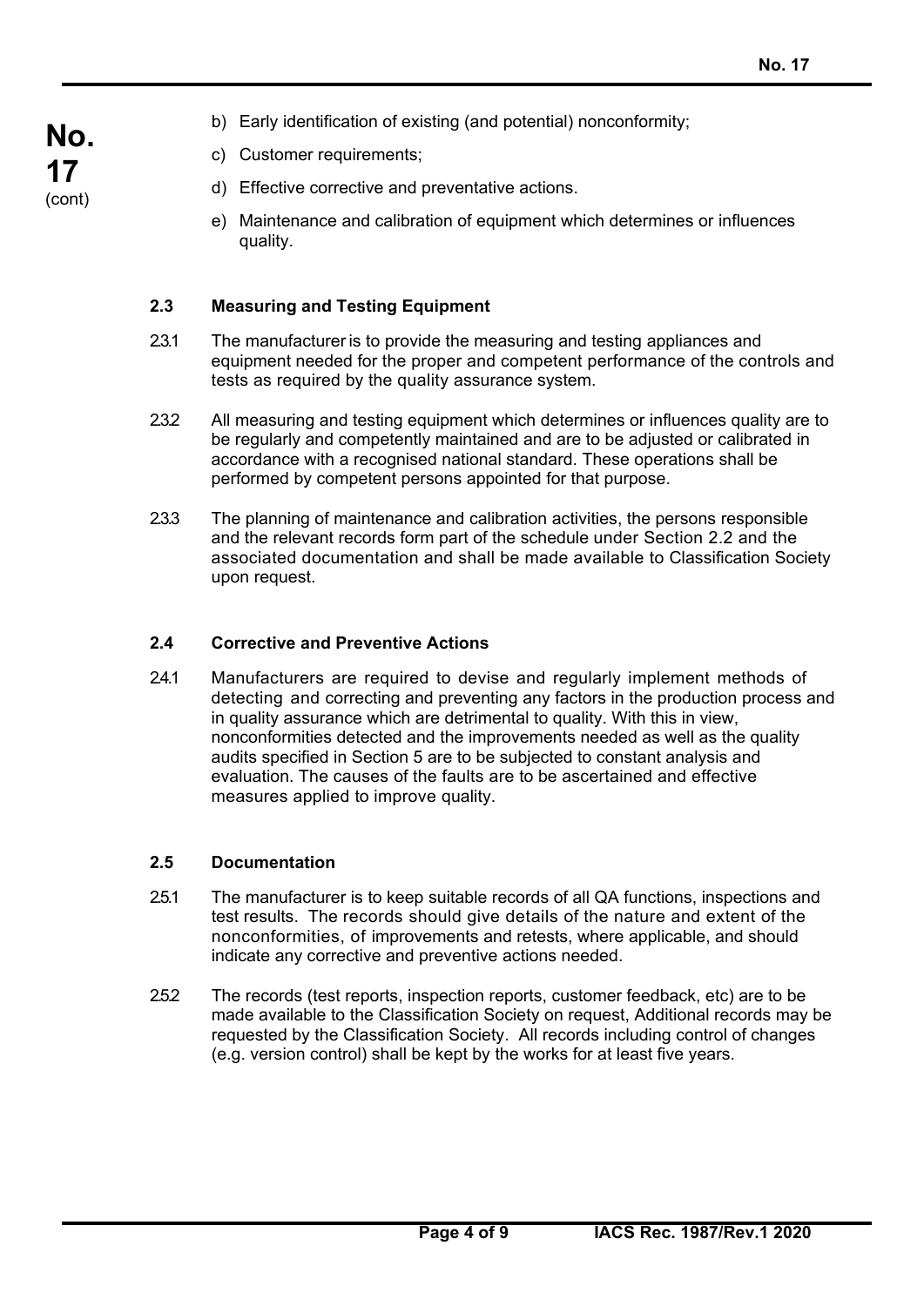b) Early identification of existing (and potential) nonconformity;

c) Customer requirements;

d) Effective corrective and preventative actions.

e) Maintenance and calibration of equipment which determines or influences quality.

### 2.3 Measuring and Testing Equipment

2.3.1 The manufacturer is to provide the measuring and testing appliances and equipment needed for the proper and competent performance of the controls and tests as required by the quality assurance system.

2.3.2 All measuring and testing equipment which determines or influences quality are to be regularly and competently maintained and are to be adjusted or calibrated in accordance with a recognised national standard. These operations shall be performed by competent persons appointed for that purpose.

2.3.3 The planning of maintenance and calibration activities, the persons responsible and the relevant records form part of the schedule under Section 2.2 and the associated documentation and shall be made available to Classification Society upon request.

### 2.4 Corrective and Preventive Actions

2.4.1 Manufacturers are required to devise and regularly implement methods of detecting and correcting and preventing any factors in the production process and in quality assurance which are detrimental to quality. With this in view, nonconformities detected and the improvements needed as well as the quality audits specified in Section 5 are to be subjected to constant analysis and evaluation. The causes of the faults are to be ascertained and effective measures applied to improve quality.

### 2.5 Documentation

2.5.1 The manufacturer is to keep suitable records of all QA functions, inspections and test results. The records should give details of the nature and extent of the nonconformities, of improvements and retests, where applicable, and should indicate any corrective and preventive actions needed.

2.5.2 The records (test reports, inspection reports, customer feedback, etc) are to be made available to the Classification Society on request, Additional records may be requested by the Classification Society. All records including control of changes (e.g. version control) shall be kept by the works for at least five years.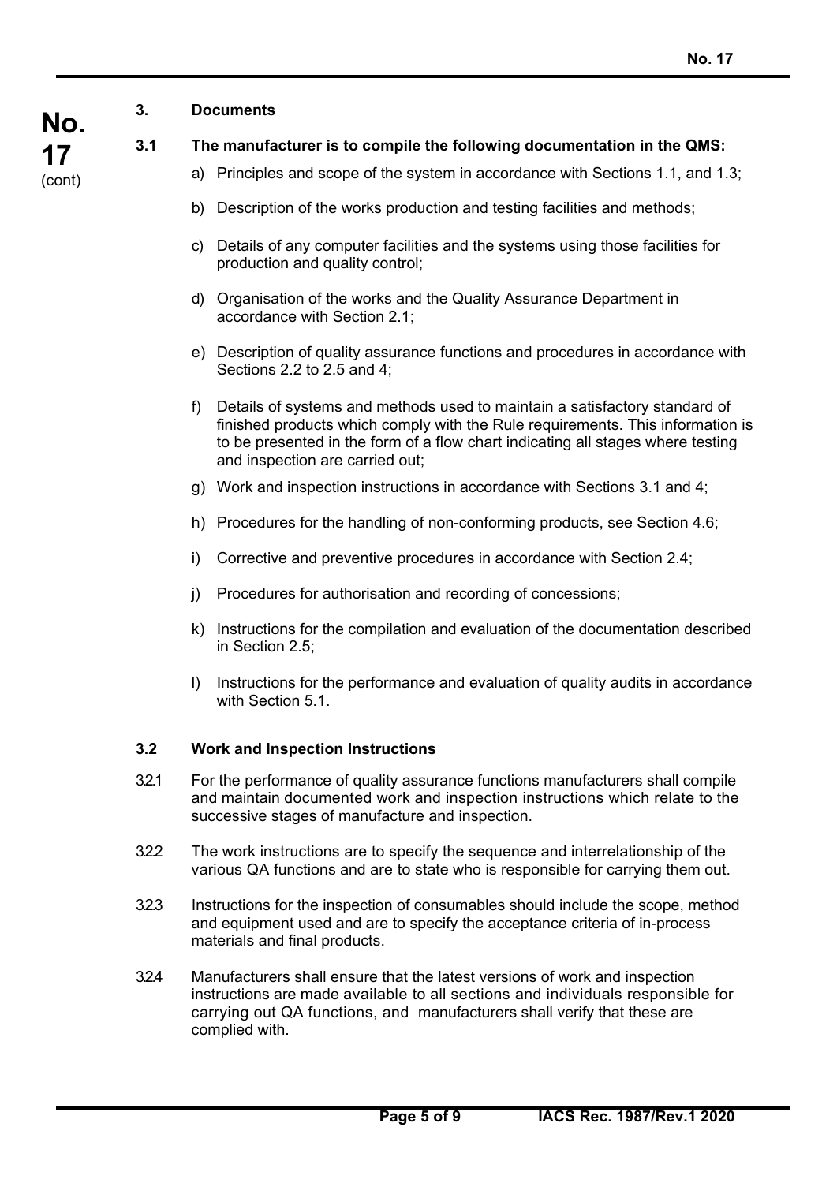## 3. Documents

### 3.1 The manufacturer is to compile the following documentation in the QMS:

a) Principles and scope of the system in accordance with Sections 1.1, and 1.3;

b) Description of the works production and testing facilities and methods;

c) Details of any computer facilities and the systems using those facilities for production and quality control;

d) Organisation of the works and the Quality Assurance Department in accordance with Section 2.1;

e) Description of quality assurance functions and procedures in accordance with Sections 2.2 to 2.5 and 4;

f) Details of systems and methods used to maintain a satisfactory standard of finished products which comply with the Rule requirements. This information is to be presented in the form of a flow chart indicating all stages where testing and inspection are carried out;

g) Work and inspection instructions in accordance with Sections 3.1 and 4;

h) Procedures for the handling of non-conforming products, see Section 4.6;

i) Corrective and preventive procedures in accordance with Section 2.4;

j) Procedures for authorisation and recording of concessions;

k) Instructions for the compilation and evaluation of the documentation described in Section 2.5;

l) Instructions for the performance and evaluation of quality audits in accordance with Section 5.1.

### 3.2 Work and Inspection Instructions

3.2.1 For the performance of quality assurance functions manufacturers shall compile and maintain documented work and inspection instructions which relate to the successive stages of manufacture and inspection.

3.2.2 The work instructions are to specify the sequence and interrelationship of the various QA functions and are to state who is responsible for carrying them out.

3.2.3 Instructions for the inspection of consumables should include the scope, method and equipment used and are to specify the acceptance criteria of in-process materials and final products.

3.2.4 Manufacturers shall ensure that the latest versions of work and inspection instructions are made available to all sections and individuals responsible for carrying out QA functions, and manufacturers shall verify that these are complied with.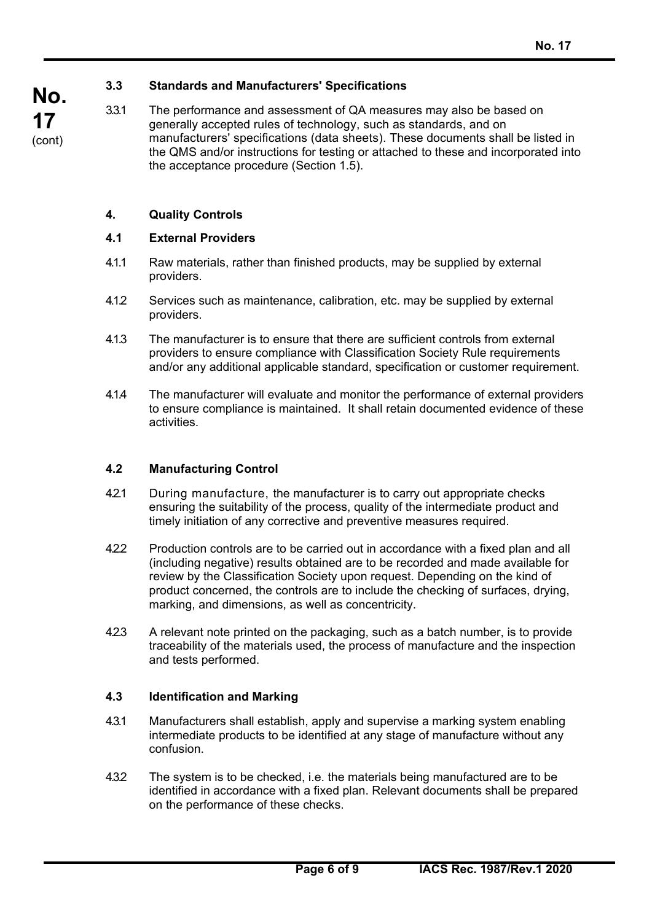### 3.3 Standards and Manufacturers' Specifications

3.3.1 The performance and assessment of QA measures may also be based on generally accepted rules of technology, such as standards, and on manufacturers' specifications (data sheets). These documents shall be listed in the QMS and/or instructions for testing or attached to these and incorporated into the acceptance procedure (Section 1.5).

## 4. Quality Controls

### 4.1 External Providers

4.1.1 Raw materials, rather than finished products, may be supplied by external providers.

4.1.2 Services such as maintenance, calibration, etc. may be supplied by external providers.

4.1.3 The manufacturer is to ensure that there are sufficient controls from external providers to ensure compliance with Classification Society Rule requirements and/or any additional applicable standard, specification or customer requirement.

4.1.4 The manufacturer will evaluate and monitor the performance of external providers to ensure compliance is maintained. It shall retain documented evidence of these activities.

### 4.2 Manufacturing Control

4.2.1 During manufacture, the manufacturer is to carry out appropriate checks ensuring the suitability of the process, quality of the intermediate product and timely initiation of any corrective and preventive measures required.

4.2.2 Production controls are to be carried out in accordance with a fixed plan and all (including negative) results obtained are to be recorded and made available for review by the Classification Society upon request. Depending on the kind of product concerned, the controls are to include the checking of surfaces, drying, marking, and dimensions, as well as concentricity.

4.2.3 A relevant note printed on the packaging, such as a batch number, is to provide traceability of the materials used, the process of manufacture and the inspection and tests performed.

### 4.3 Identification and Marking

4.3.1 Manufacturers shall establish, apply and supervise a marking system enabling intermediate products to be identified at any stage of manufacture without any confusion.

4.3.2 The system is to be checked, i.e. the materials being manufactured are to be identified in accordance with a fixed plan. Relevant documents shall be prepared on the performance of these checks.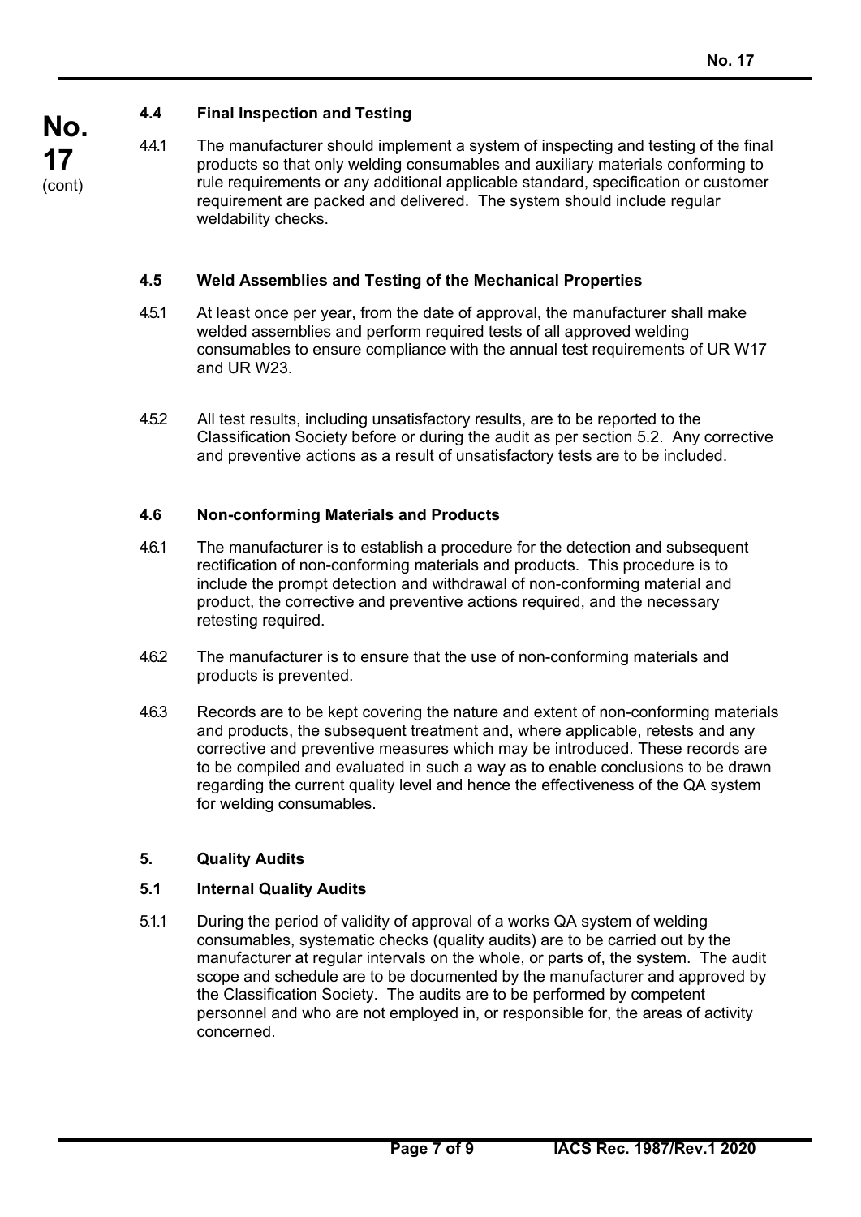### 4.4 Final Inspection and Testing

4.4.1 The manufacturer should implement a system of inspecting and testing of the final products so that only welding consumables and auxiliary materials conforming to rule requirements or any additional applicable standard, specification or customer requirement are packed and delivered. The system should include regular weldability checks.

### 4.5 Weld Assemblies and Testing of the Mechanical Properties

4.5.1 At least once per year, from the date of approval, the manufacturer shall make welded assemblies and perform required tests of all approved welding consumables to ensure compliance with the annual test requirements of UR W17 and UR W23.

4.5.2 All test results, including unsatisfactory results, are to be reported to the Classification Society before or during the audit as per section 5.2. Any corrective and preventive actions as a result of unsatisfactory tests are to be included.

### 4.6 Non-conforming Materials and Products

4.6.1 The manufacturer is to establish a procedure for the detection and subsequent rectification of non-conforming materials and products. This procedure is to include the prompt detection and withdrawal of non-conforming material and product, the corrective and preventive actions required, and the necessary retesting required.

4.6.2 The manufacturer is to ensure that the use of non-conforming materials and products is prevented.

4.6.3 Records are to be kept covering the nature and extent of non-conforming materials and products, the subsequent treatment and, where applicable, retests and any corrective and preventive measures which may be introduced. These records are to be compiled and evaluated in such a way as to enable conclusions to be drawn regarding the current quality level and hence the effectiveness of the QA system for welding consumables.

## 5. Quality Audits

### 5.1 Internal Quality Audits

5.1.1 During the period of validity of approval of a works QA system of welding consumables, systematic checks (quality audits) are to be carried out by the manufacturer at regular intervals on the whole, or parts of, the system. The audit scope and schedule are to be documented by the manufacturer and approved by the Classification Society. The audits are to be performed by competent personnel and who are not employed in, or responsible for, the areas of activity concerned.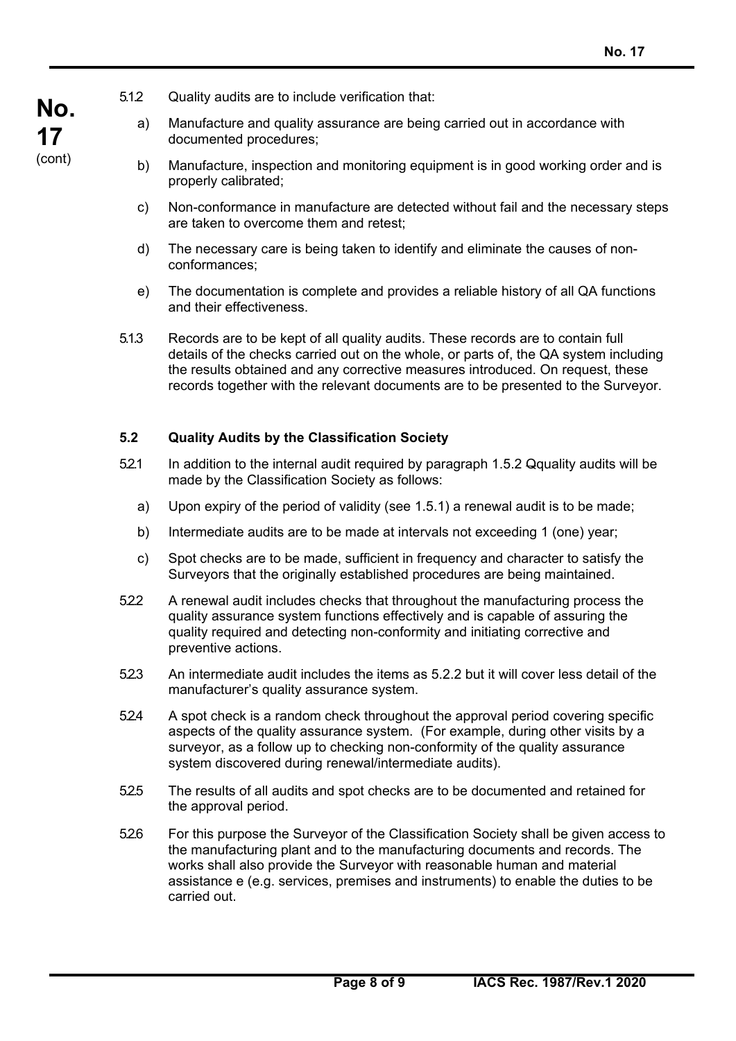5.1.2 Quality audits are to include verification that:

a) Manufacture and quality assurance are being carried out in accordance with documented procedures;

b) Manufacture, inspection and monitoring equipment is in good working order and is properly calibrated;

c) Non-conformance in manufacture are detected without fail and the necessary steps are taken to overcome them and retest;

d) The necessary care is being taken to identify and eliminate the causes of non-conformances;

e) The documentation is complete and provides a reliable history of all QA functions and their effectiveness.

5.1.3 Records are to be kept of all quality audits. These records are to contain full details of the checks carried out on the whole, or parts of, the QA system including the results obtained and any corrective measures introduced. On request, these records together with the relevant documents are to be presented to the Surveyor.

### 5.2 Quality Audits by the Classification Society

5.2.1 In addition to the internal audit required by paragraph 1.5.2 Qquality audits will be made by the Classification Society as follows:

a) Upon expiry of the period of validity (see 1.5.1) a renewal audit is to be made;

b) Intermediate audits are to be made at intervals not exceeding 1 (one) year;

c) Spot checks are to be made, sufficient in frequency and character to satisfy the Surveyors that the originally established procedures are being maintained.

5.2.2 A renewal audit includes checks that throughout the manufacturing process the quality assurance system functions effectively and is capable of assuring the quality required and detecting non-conformity and initiating corrective and preventive actions.

5.2.3 An intermediate audit includes the items as 5.2.2 but it will cover less detail of the manufacturer's quality assurance system.

5.2.4 A spot check is a random check throughout the approval period covering specific aspects of the quality assurance system. (For example, during other visits by a surveyor, as a follow up to checking non-conformity of the quality assurance system discovered during renewal/intermediate audits).

5.2.5 The results of all audits and spot checks are to be documented and retained for the approval period.

5.2.6 For this purpose the Surveyor of the Classification Society shall be given access to the manufacturing plant and to the manufacturing documents and records. The works shall also provide the Surveyor with reasonable human and material assistance e (e.g. services, premises and instruments) to enable the duties to be carried out.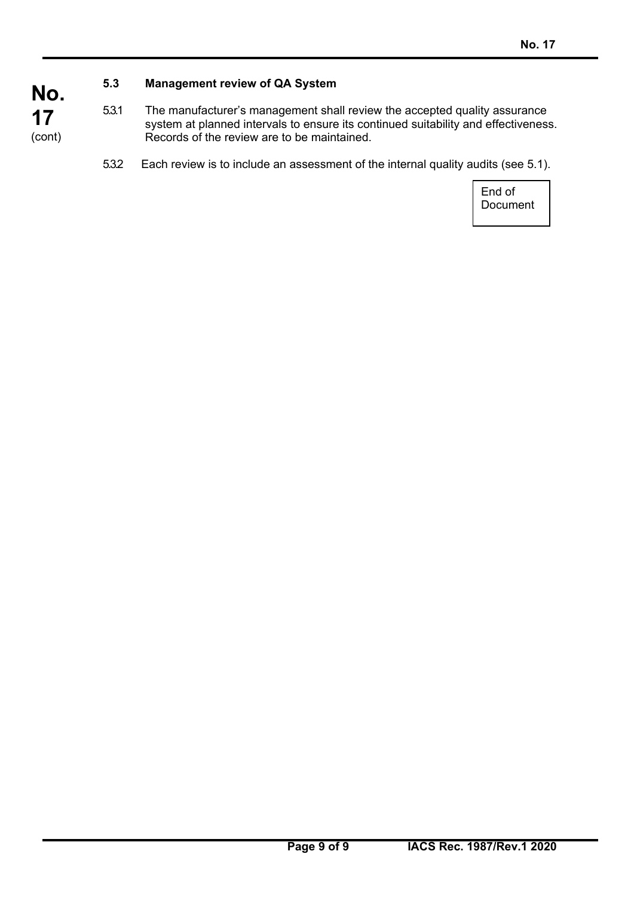### 5.3 Management review of QA System

5.3.1 The manufacturer's management shall review the accepted quality assurance system at planned intervals to ensure its continued suitability and effectiveness. Records of the review are to be maintained.

5.3.2 Each review is to include an assessment of the internal quality audits (see 5.1).

End of Document